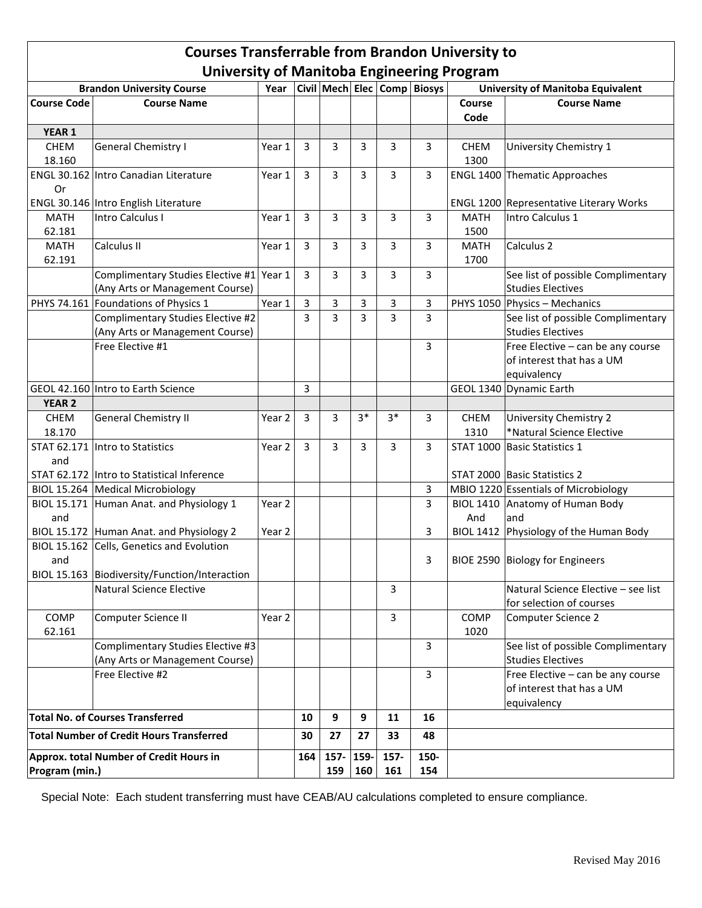# Courses Transferrable from Brandon University to University of Manitoba Engineering Program

| Brandon University Course | | Year | Civil | Mech | Elec | Comp | Biosys | University of Manitoba Equivalent | |
|---|---|---|---|---|---|---|---|---|---|
| **Course Code** | **Course Name** | | | | | | | **Course Code** | **Course Name** |
| **YEAR 1** | | | | | | | | | |
| CHEM 18.160 | General Chemistry I | Year 1 | 3 | 3 | 3 | 3 | 3 | CHEM 1300 | University Chemistry 1 |
| ENGL 30.162 Or ENGL 30.146 | Intro Canadian Literature / Intro English Literature | Year 1 | 3 | 3 | 3 | 3 | 3 | ENGL 1400 / ENGL 1200 | Thematic Approaches / Representative Literary Works |
| MATH 62.181 | Intro Calculus I | Year 1 | 3 | 3 | 3 | 3 | 3 | MATH 1500 | Intro Calculus 1 |
| MATH 62.191 | Calculus II | Year 1 | 3 | 3 | 3 | 3 | 3 | MATH 1700 | Calculus 2 |
| | Complimentary Studies Elective #1 (Any Arts or Management Course) | Year 1 | 3 | 3 | 3 | 3 | 3 | | See list of possible Complimentary Studies Electives |
| PHYS 74.161 | Foundations of Physics 1 | Year 1 | 3 | 3 | 3 | 3 | 3 | PHYS 1050 | Physics – Mechanics |
| | Complimentary Studies Elective #2 (Any Arts or Management Course) | | 3 | 3 | 3 | 3 | 3 | | See list of possible Complimentary Studies Electives |
| | Free Elective #1 | | | | | | 3 | | Free Elective – can be any course of interest that has a UM equivalency |
| GEOL 42.160 | Intro to Earth Science | | 3 | | | | | GEOL 1340 | Dynamic Earth |
| **YEAR 2** | | | | | | | | | |
| CHEM 18.170 | General Chemistry II | Year 2 | 3 | 3 | 3* | 3* | 3 | CHEM 1310 | University Chemistry 2 *Natural Science Elective |
| STAT 62.171 and STAT 62.172 | Intro to Statistics / Intro to Statistical Inference | Year 2 | 3 | 3 | 3 | 3 | 3 | STAT 1000 / STAT 2000 | Basic Statistics 1 / Basic Statistics 2 |
| BIOL 15.264 | Medical Microbiology | | | | | | 3 | MBIO 1220 | Essentials of Microbiology |
| BIOL 15.171 and BIOL 15.172 | Human Anat. and Physiology 1 / Human Anat. and Physiology 2 | Year 2 / Year 2 | | | | | 3 / 3 | BIOL 1410 And BIOL 1412 | Anatomy of Human Body and Physiology of the Human Body |
| BIOL 15.162 and BIOL 15.163 | Cells, Genetics and Evolution / Biodiversity/Function/Interaction | | | | | | 3 | BIOE 2590 | Biology for Engineers |
| | Natural Science Elective | | | | | 3 | | | Natural Science Elective – see list for selection of courses |
| COMP 62.161 | Computer Science II | Year 2 | | | | 3 | | COMP 1020 | Computer Science 2 |
| | Complimentary Studies Elective #3 (Any Arts or Management Course) | | | | | | 3 | | See list of possible Complimentary Studies Electives |
| | Free Elective #2 | | | | | | 3 | | Free Elective – can be any course of interest that has a UM equivalency |
| **Total No. of Courses Transferred** | | | **10** | **9** | **9** | **11** | **16** | | |
| **Total Number of Credit Hours Transferred** | | | **30** | **27** | **27** | **33** | **48** | | |
| **Approx. total Number of Credit Hours in Program (min.)** | | | **164** | **157-159** | **159-160** | **157-161** | **150-154** | | |

Special Note: Each student transferring must have CEAB/AU calculations completed to ensure compliance.

Revised May 2016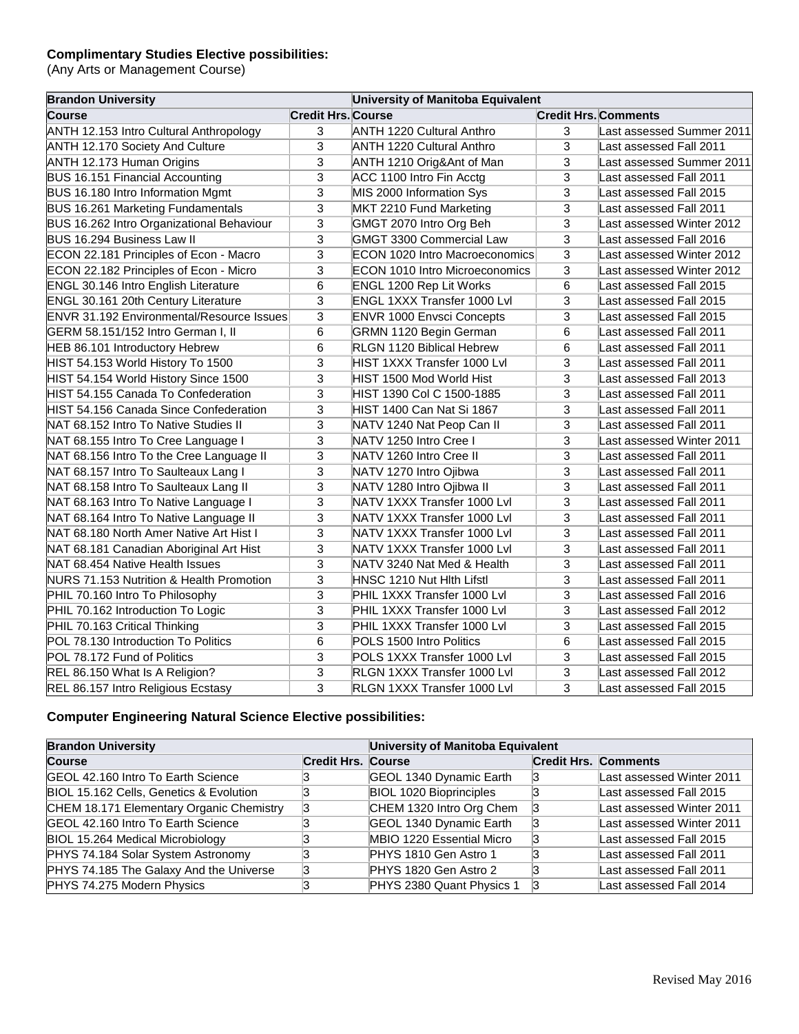**Complimentary Studies Elective possibilities:**
(Any Arts or Management Course)

| Brandon University | | University of Manitoba Equivalent | | |
|---|---|---|---|---|
| **Course** | **Credit Hrs.** | **Course** | **Credit Hrs.** | **Comments** |
| ANTH 12.153 Intro Cultural Anthropology | 3 | ANTH 1220 Cultural Anthro | 3 | Last assessed Summer 2011 |
| ANTH 12.170 Society And Culture | 3 | ANTH 1220 Cultural Anthro | 3 | Last assessed Fall 2011 |
| ANTH 12.173 Human Origins | 3 | ANTH 1210 Orig&Ant of Man | 3 | Last assessed Summer 2011 |
| BUS 16.151 Financial Accounting | 3 | ACC 1100 Intro Fin Acctg | 3 | Last assessed Fall 2011 |
| BUS 16.180 Intro Information Mgmt | 3 | MIS 2000 Information Sys | 3 | Last assessed Fall 2015 |
| BUS 16.261 Marketing Fundamentals | 3 | MKT 2210 Fund Marketing | 3 | Last assessed Fall 2011 |
| BUS 16.262 Intro Organizational Behaviour | 3 | GMGT 2070 Intro Org Beh | 3 | Last assessed Winter 2012 |
| BUS 16.294 Business Law II | 3 | GMGT 3300 Commercial Law | 3 | Last assessed Fall 2016 |
| ECON 22.181 Principles of Econ - Macro | 3 | ECON 1020 Intro Macroeconomics | 3 | Last assessed Winter 2012 |
| ECON 22.182 Principles of Econ - Micro | 3 | ECON 1010 Intro Microeconomics | 3 | Last assessed Winter 2012 |
| ENGL 30.146 Intro English Literature | 6 | ENGL 1200 Rep Lit Works | 6 | Last assessed Fall 2015 |
| ENGL 30.161 20th Century Literature | 3 | ENGL 1XXX Transfer 1000 Lvl | 3 | Last assessed Fall 2015 |
| ENVR 31.192 Environmental/Resource Issues | 3 | ENVR 1000 Envsci Concepts | 3 | Last assessed Fall 2015 |
| GERM 58.151/152 Intro German I, II | 6 | GRMN 1120 Begin German | 6 | Last assessed Fall 2011 |
| HEB 86.101 Introductory Hebrew | 6 | RLGN 1120 Biblical Hebrew | 6 | Last assessed Fall 2011 |
| HIST 54.153 World History To 1500 | 3 | HIST 1XXX Transfer 1000 Lvl | 3 | Last assessed Fall 2011 |
| HIST 54.154 World History Since 1500 | 3 | HIST 1500 Mod World Hist | 3 | Last assessed Fall 2013 |
| HIST 54.155 Canada To Confederation | 3 | HIST 1390 Col C 1500-1885 | 3 | Last assessed Fall 2011 |
| HIST 54.156 Canada Since Confederation | 3 | HIST 1400 Can Nat Si 1867 | 3 | Last assessed Fall 2011 |
| NAT 68.152 Intro To Native Studies II | 3 | NATV 1240 Nat Peop Can II | 3 | Last assessed Fall 2011 |
| NAT 68.155 Intro To Cree Language I | 3 | NATV 1250 Intro Cree I | 3 | Last assessed Winter 2011 |
| NAT 68.156 Intro To the Cree Language II | 3 | NATV 1260 Intro Cree II | 3 | Last assessed Fall 2011 |
| NAT 68.157 Intro To Saulteaux Lang I | 3 | NATV 1270 Intro Ojibwa | 3 | Last assessed Fall 2011 |
| NAT 68.158 Intro To Saulteaux Lang II | 3 | NATV 1280 Intro Ojibwa II | 3 | Last assessed Fall 2011 |
| NAT 68.163 Intro To Native Language I | 3 | NATV 1XXX Transfer 1000 Lvl | 3 | Last assessed Fall 2011 |
| NAT 68.164 Intro To Native Language II | 3 | NATV 1XXX Transfer 1000 Lvl | 3 | Last assessed Fall 2011 |
| NAT 68.180 North Amer Native Art Hist I | 3 | NATV 1XXX Transfer 1000 Lvl | 3 | Last assessed Fall 2011 |
| NAT 68.181 Canadian Aboriginal Art Hist | 3 | NATV 1XXX Transfer 1000 Lvl | 3 | Last assessed Fall 2011 |
| NAT 68.454 Native Health Issues | 3 | NATV 3240 Nat Med & Health | 3 | Last assessed Fall 2011 |
| NURS 71.153 Nutrition & Health Promotion | 3 | HNSC 1210 Nut Hlth Lifstl | 3 | Last assessed Fall 2011 |
| PHIL 70.160 Intro To Philosophy | 3 | PHIL 1XXX Transfer 1000 Lvl | 3 | Last assessed Fall 2016 |
| PHIL 70.162 Introduction To Logic | 3 | PHIL 1XXX Transfer 1000 Lvl | 3 | Last assessed Fall 2012 |
| PHIL 70.163 Critical Thinking | 3 | PHIL 1XXX Transfer 1000 Lvl | 3 | Last assessed Fall 2015 |
| POL 78.130 Introduction To Politics | 6 | POLS 1500 Intro Politics | 6 | Last assessed Fall 2015 |
| POL 78.172 Fund of Politics | 3 | POLS 1XXX Transfer 1000 Lvl | 3 | Last assessed Fall 2015 |
| REL 86.150 What Is A Religion? | 3 | RLGN 1XXX Transfer 1000 Lvl | 3 | Last assessed Fall 2012 |
| REL 86.157 Intro Religious Ecstasy | 3 | RLGN 1XXX Transfer 1000 Lvl | 3 | Last assessed Fall 2015 |

**Computer Engineering Natural Science Elective possibilities:**

| Brandon University | | University of Manitoba Equivalent | | |
|---|---|---|---|---|
| **Course** | **Credit Hrs.** | **Course** | **Credit Hrs.** | **Comments** |
| GEOL 42.160 Intro To Earth Science | 3 | GEOL 1340 Dynamic Earth | 3 | Last assessed Winter 2011 |
| BIOL 15.162 Cells, Genetics & Evolution | 3 | BIOL 1020 Bioprinciples | 3 | Last assessed Fall 2015 |
| CHEM 18.171 Elementary Organic Chemistry | 3 | CHEM 1320 Intro Org Chem | 3 | Last assessed Winter 2011 |
| GEOL 42.160 Intro To Earth Science | 3 | GEOL 1340 Dynamic Earth | 3 | Last assessed Winter 2011 |
| BIOL 15.264 Medical Microbiology | 3 | MBIO 1220 Essential Micro | 3 | Last assessed Fall 2015 |
| PHYS 74.184 Solar System Astronomy | 3 | PHYS 1810 Gen Astro 1 | 3 | Last assessed Fall 2011 |
| PHYS 74.185 The Galaxy And the Universe | 3 | PHYS 1820 Gen Astro 2 | 3 | Last assessed Fall 2011 |
| PHYS 74.275 Modern Physics | 3 | PHYS 2380 Quant Physics 1 | 3 | Last assessed Fall 2014 |

Revised May 2016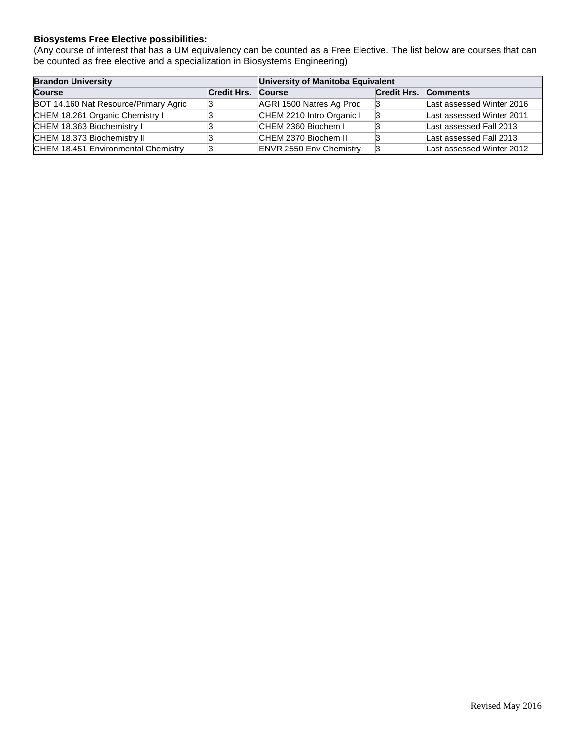**Biosystems Free Elective possibilities:**
(Any course of interest that has a UM equivalency can be counted as a Free Elective. The list below are courses that can be counted as free elective and a specialization in Biosystems Engineering)

| Brandon University | | University of Manitoba Equivalent | | |
|---|---|---|---|---|
| **Course** | **Credit Hrs.** | **Course** | **Credit Hrs.** | **Comments** |
| BOT 14.160 Nat Resource/Primary Agric | 3 | AGRI 1500 Natres Ag Prod | 3 | Last assessed Winter 2016 |
| CHEM 18.261 Organic Chemistry I | 3 | CHEM 2210 Intro Organic I | 3 | Last assessed Winter 2011 |
| CHEM 18.363 Biochemistry I | 3 | CHEM 2360 Biochem I | 3 | Last assessed Fall 2013 |
| CHEM 18.373 Biochemistry II | 3 | CHEM 2370 Biochem II | 3 | Last assessed Fall 2013 |
| CHEM 18.451 Environmental Chemistry | 3 | ENVR 2550 Env Chemistry | 3 | Last assessed Winter 2012 |

Revised May 2016